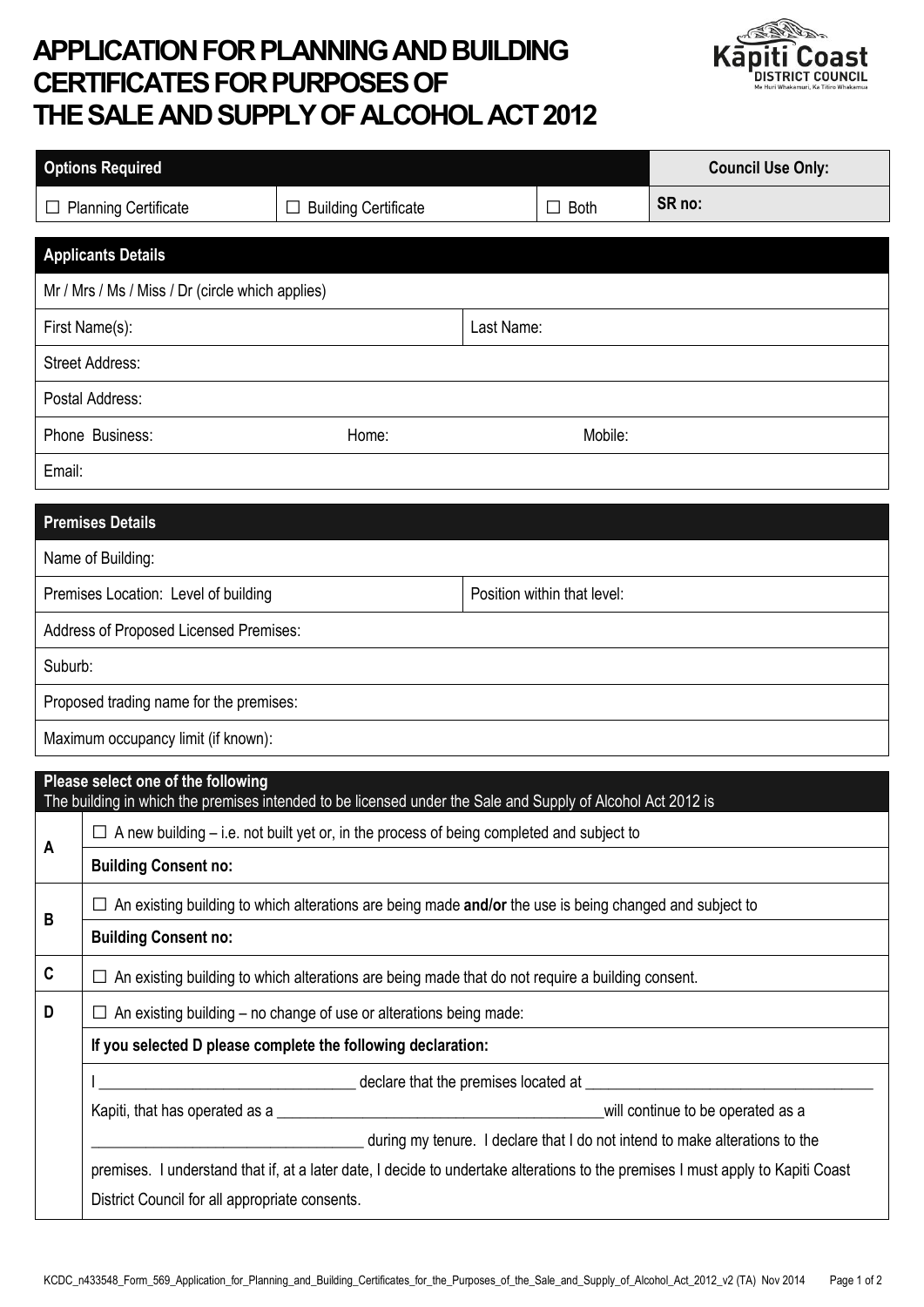# APPLICATION FOR PLANNING AND BUILDING CERTIFICATES FOR PURPOSES OF THE SALE AND SUPPLY OF ALCOHOL ACT 2012

Kāpiti Coast DISTRICT COUNCIL
Me Huri Whakamuri, Ka Titiro Whakamua

| **Options Required** | | | **Council Use Only:** |
|---|---|---|---|
| ☐ Planning Certificate | ☐ Building Certificate | ☐ Both | **SR no:** |

| **Applicants Details** | | |
|---|---|---|
| Mr / Mrs / Ms / Miss / Dr (circle which applies) | | |
| First Name(s): | Last Name: | |
| Street Address: | | |
| Postal Address: | | |
| Phone Business: | Home: | Mobile: |
| Email: | | |

| **Premises Details** | |
|---|---|
| Name of Building: | |
| Premises Location: Level of building | Position within that level: |
| Address of Proposed Licensed Premises: | |
| Suburb: | |
| Proposed trading name for the premises: | |
| Maximum occupancy limit (if known): | |

| **Please select one of the following**<br>The building in which the premises intended to be licensed under the Sale and Supply of Alcohol Act 2012 is | |
|---|---|
| **A** | ☐ A new building – i.e. not built yet or, in the process of being completed and subject to |
| | **Building Consent no:** |
| **B** | ☐ An existing building to which alterations are being made **and/or** the use is being changed and subject to |
| | **Building Consent no:** |
| **C** | ☐ An existing building to which alterations are being made that do not require a building consent. |
| **D** | ☐ An existing building – no change of use or alterations being made: |
| | **If you selected D please complete the following declaration:** |
| | I ________________________________ declare that the premises located at ____________________________________ Kapiti, that has operated as a __________________________________________will continue to be operated as a __________________________________ during my tenure. I declare that I do not intend to make alterations to the premises. I understand that if, at a later date, I decide to undertake alterations to the premises I must apply to Kapiti Coast District Council for all appropriate consents. |

KCDC_n433548_Form_569_Application_for_Planning_and_Building_Certificates_for_the_Purposes_of_the_Sale_and_Supply_of_Alcohol_Act_2012_v2 (TA) Nov 2014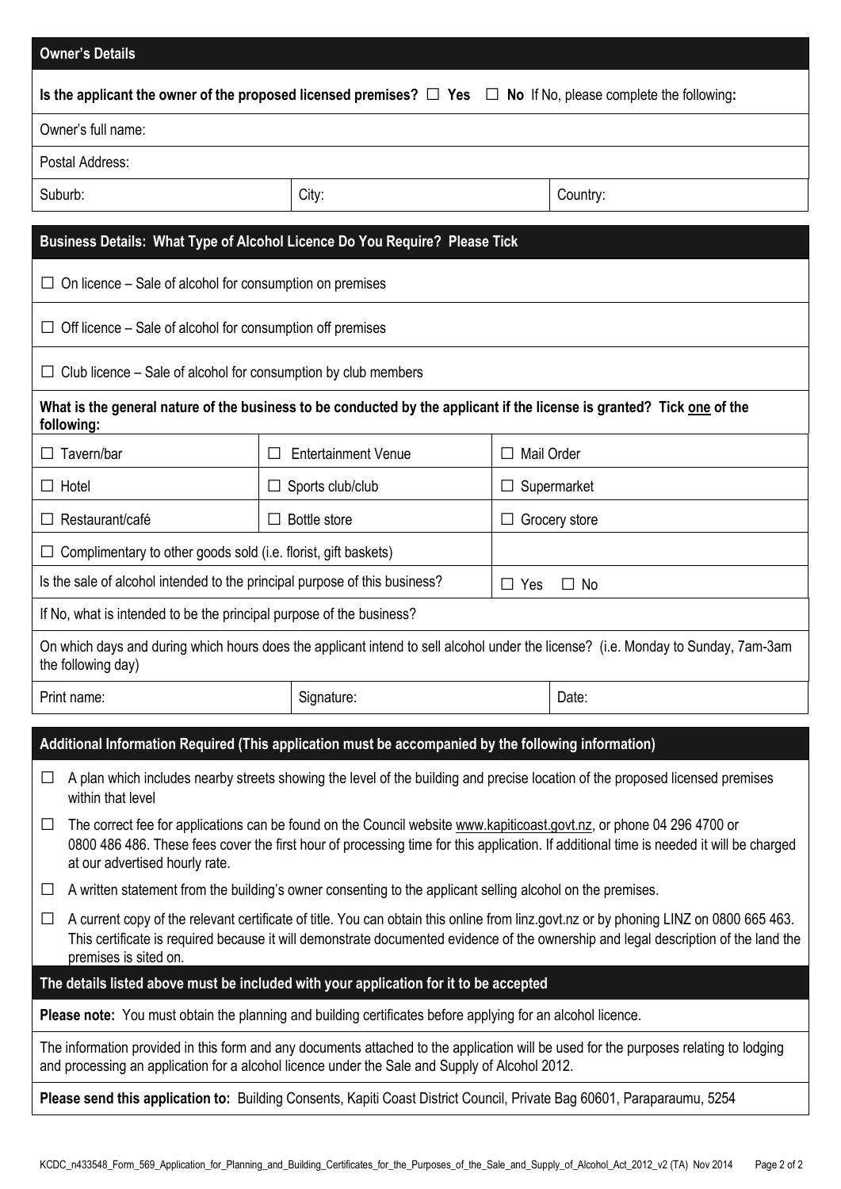## Owner's Details

**Is the applicant the owner of the proposed licensed premises?** ☐ **Yes** ☐ **No** If No, please complete the following**:**

Owner's full name:

Postal Address:

| | | |
|---|---|---|
| Suburb: | City: | Country: |

## Business Details: What Type of Alcohol Licence Do You Require? Please Tick

☐ On licence – Sale of alcohol for consumption on premises

☐ Off licence – Sale of alcohol for consumption off premises

☐ Club licence – Sale of alcohol for consumption by club members

**What is the general nature of the business to be conducted by the applicant if the license is granted? Tick one of the following:**

| | | |
|---|---|---|
| ☐ Tavern/bar | ☐ Entertainment Venue | ☐ Mail Order |
| ☐ Hotel | ☐ Sports club/club | ☐ Supermarket |
| ☐ Restaurant/café | ☐ Bottle store | ☐ Grocery store |
| ☐ Complimentary to other goods sold (i.e. florist, gift baskets) | | |

Is the sale of alcohol intended to the principal purpose of this business? ☐ Yes ☐ No

If No, what is intended to be the principal purpose of the business?

On which days and during which hours does the applicant intend to sell alcohol under the license? (i.e. Monday to Sunday, 7am-3am the following day)

| | | |
|---|---|---|
| Print name: | Signature: | Date: |

## Additional Information Required (This application must be accompanied by the following information)

☐ A plan which includes nearby streets showing the level of the building and precise location of the proposed licensed premises within that level

☐ The correct fee for applications can be found on the Council website www.kapiticoast.govt.nz, or phone 04 296 4700 or 0800 486 486. These fees cover the first hour of processing time for this application. If additional time is needed it will be charged at our advertised hourly rate.

☐ A written statement from the building's owner consenting to the applicant selling alcohol on the premises.

☐ A current copy of the relevant certificate of title. You can obtain this online from linz.govt.nz or by phoning LINZ on 0800 665 463. This certificate is required because it will demonstrate documented evidence of the ownership and legal description of the land the premises is sited on.

## The details listed above must be included with your application for it to be accepted

**Please note:** You must obtain the planning and building certificates before applying for an alcohol licence.

The information provided in this form and any documents attached to the application will be used for the purposes relating to lodging and processing an application for a alcohol licence under the Sale and Supply of Alcohol 2012.

**Please send this application to:** Building Consents, Kapiti Coast District Council, Private Bag 60601, Paraparaumu, 5254

KCDC_n433548_Form_569_Application_for_Planning_and_Building_Certificates_for_the_Purposes_of_the_Sale_and_Supply_of_Alcohol_Act_2012_v2 (TA) Nov 2014